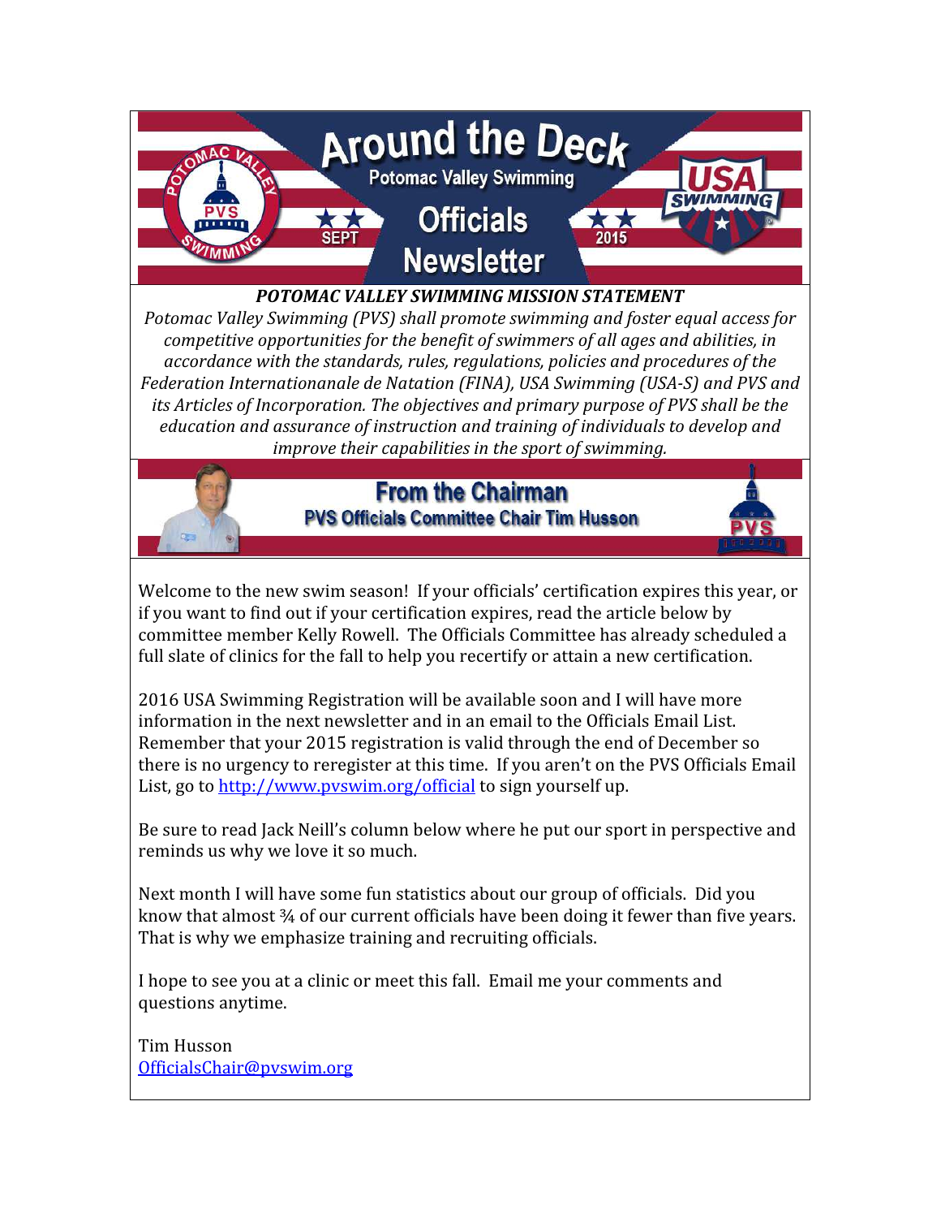# Around the Deck

## Potomac Valley Swimming Officials Newsletter

SEPT 2015

***POTOMAC VALLEY SWIMMING MISSION STATEMENT***

*Potomac Valley Swimming (PVS) shall promote swimming and foster equal access for competitive opportunities for the benefit of swimmers of all ages and abilities, in accordance with the standards, rules, regulations, policies and procedures of the Federation Internationanale de Natation (FINA), USA Swimming (USA-S) and PVS and its Articles of Incorporation. The objectives and primary purpose of PVS shall be the education and assurance of instruction and training of individuals to develop and improve their capabilities in the sport of swimming.*

## From the Chairman

### PVS Officials Committee Chair Tim Husson

Welcome to the new swim season! If your officials' certification expires this year, or if you want to find out if your certification expires, read the article below by committee member Kelly Rowell. The Officials Committee has already scheduled a full slate of clinics for the fall to help you recertify or attain a new certification.

2016 USA Swimming Registration will be available soon and I will have more information in the next newsletter and in an email to the Officials Email List. Remember that your 2015 registration is valid through the end of December so there is no urgency to reregister at this time. If you aren't on the PVS Officials Email List, go to http://www.pvswim.org/official to sign yourself up.

Be sure to read Jack Neill's column below where he put our sport in perspective and reminds us why we love it so much.

Next month I will have some fun statistics about our group of officials. Did you know that almost ¾ of our current officials have been doing it fewer than five years. That is why we emphasize training and recruiting officials.

I hope to see you at a clinic or meet this fall. Email me your comments and questions anytime.

Tim Husson
OfficialsChair@pvswim.org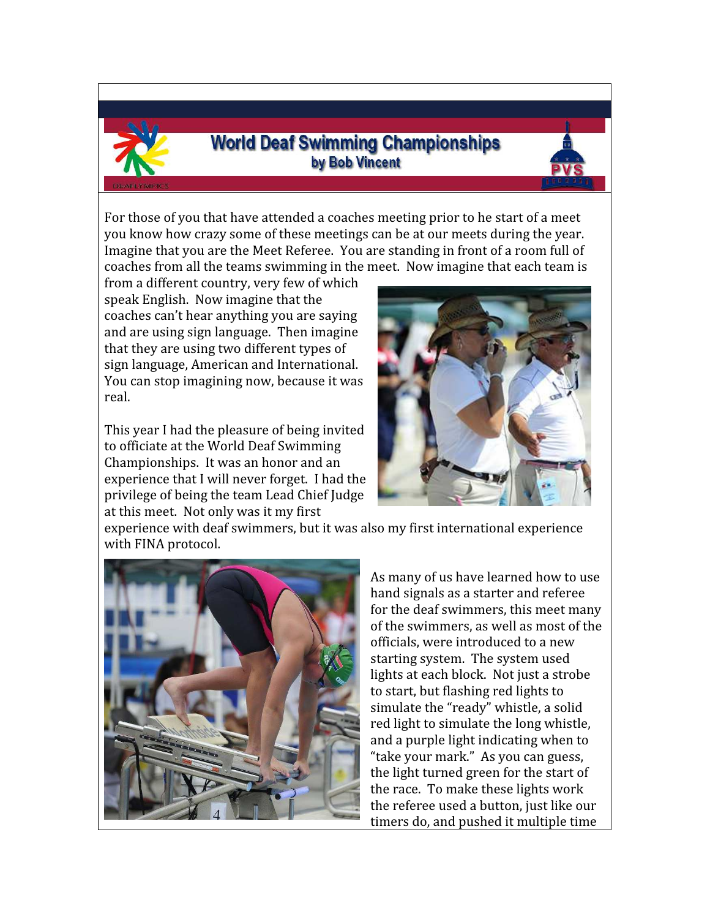# World Deaf Swimming Championships

**by Bob Vincent**

For those of you that have attended a coaches meeting prior to he start of a meet you know how crazy some of these meetings can be at our meets during the year. Imagine that you are the Meet Referee. You are standing in front of a room full of coaches from all the teams swimming in the meet. Now imagine that each team is from a different country, very few of which speak English. Now imagine that the coaches can't hear anything you are saying and are using sign language. Then imagine that they are using two different types of sign language, American and International. You can stop imagining now, because it was real.

This year I had the pleasure of being invited to officiate at the World Deaf Swimming Championships. It was an honor and an experience that I will never forget. I had the privilege of being the team Lead Chief Judge at this meet. Not only was it my first experience with deaf swimmers, but it was also my first international experience with FINA protocol.

As many of us have learned how to use hand signals as a starter and referee for the deaf swimmers, this meet many of the swimmers, as well as most of the officials, were introduced to a new starting system. The system used lights at each block. Not just a strobe to start, but flashing red lights to simulate the "ready" whistle, a solid red light to simulate the long whistle, and a purple light indicating when to "take your mark." As you can guess, the light turned green for the start of the race. To make these lights work the referee used a button, just like our timers do, and pushed it multiple time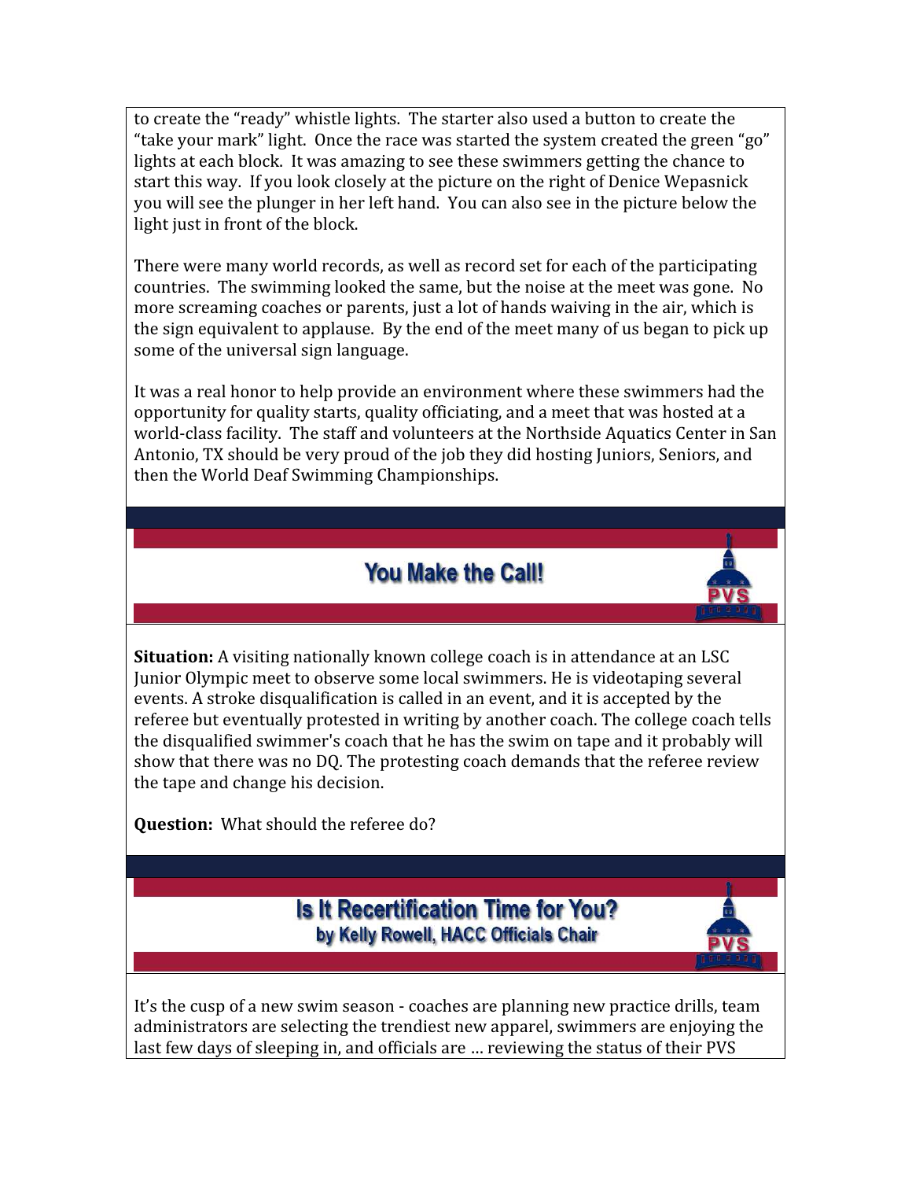to create the "ready" whistle lights. The starter also used a button to create the "take your mark" light. Once the race was started the system created the green "go" lights at each block. It was amazing to see these swimmers getting the chance to start this way. If you look closely at the picture on the right of Denice Wepasnick you will see the plunger in her left hand. You can also see in the picture below the light just in front of the block.

There were many world records, as well as record set for each of the participating countries. The swimming looked the same, but the noise at the meet was gone. No more screaming coaches or parents, just a lot of hands waiving in the air, which is the sign equivalent to applause. By the end of the meet many of us began to pick up some of the universal sign language.

It was a real honor to help provide an environment where these swimmers had the opportunity for quality starts, quality officiating, and a meet that was hosted at a world-class facility. The staff and volunteers at the Northside Aquatics Center in San Antonio, TX should be very proud of the job they did hosting Juniors, Seniors, and then the World Deaf Swimming Championships.

## You Make the Call!

**Situation:** A visiting nationally known college coach is in attendance at an LSC Junior Olympic meet to observe some local swimmers. He is videotaping several events. A stroke disqualification is called in an event, and it is accepted by the referee but eventually protested in writing by another coach. The college coach tells the disqualified swimmer's coach that he has the swim on tape and it probably will show that there was no DQ. The protesting coach demands that the referee review the tape and change his decision.

**Question:** What should the referee do?

## Is It Recertification Time for You?

**by Kelly Rowell, HACC Officials Chair**

It's the cusp of a new swim season - coaches are planning new practice drills, team administrators are selecting the trendiest new apparel, swimmers are enjoying the last few days of sleeping in, and officials are … reviewing the status of their PVS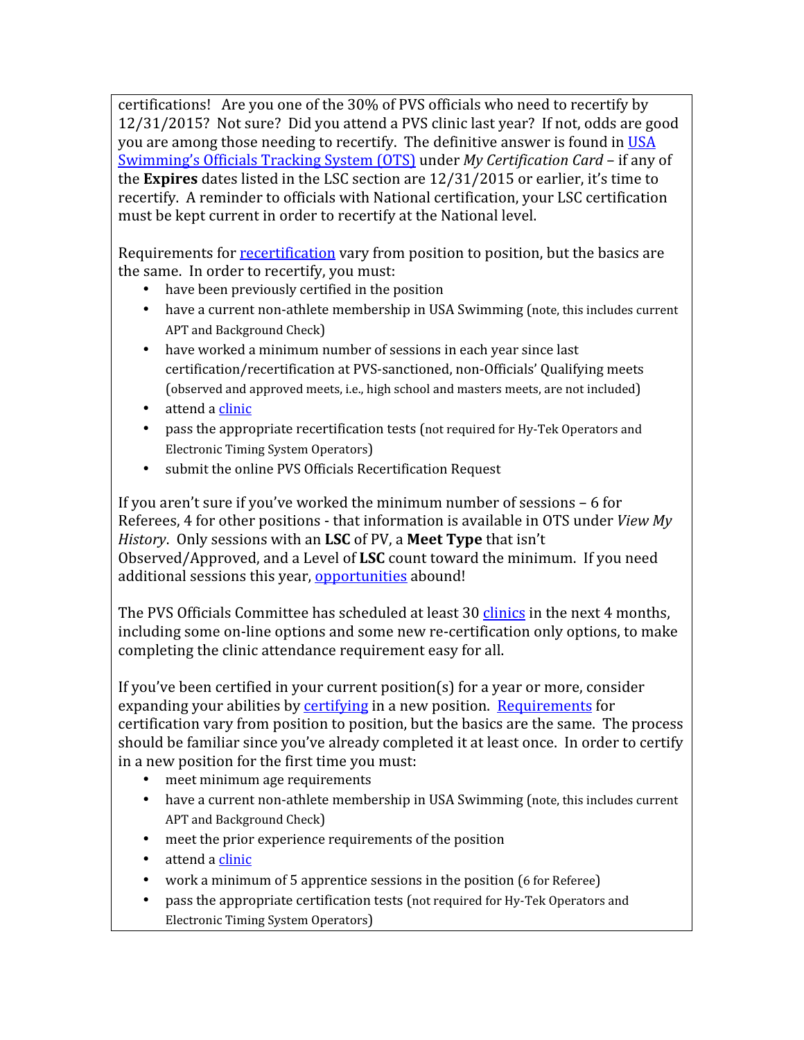certifications! Are you one of the 30% of PVS officials who need to recertify by 12/31/2015? Not sure? Did you attend a PVS clinic last year? If not, odds are good you are among those needing to recertify. The definitive answer is found in USA Swimming's Officials Tracking System (OTS) under *My Certification Card* – if any of the **Expires** dates listed in the LSC section are 12/31/2015 or earlier, it's time to recertify. A reminder to officials with National certification, your LSC certification must be kept current in order to recertify at the National level.

Requirements for recertification vary from position to position, but the basics are the same. In order to recertify, you must:

- have been previously certified in the position
- have a current non-athlete membership in USA Swimming (note, this includes current APT and Background Check)
- have worked a minimum number of sessions in each year since last certification/recertification at PVS-sanctioned, non-Officials' Qualifying meets (observed and approved meets, i.e., high school and masters meets, are not included)
- attend a clinic
- pass the appropriate recertification tests (not required for Hy-Tek Operators and Electronic Timing System Operators)
- submit the online PVS Officials Recertification Request

If you aren't sure if you've worked the minimum number of sessions – 6 for Referees, 4 for other positions - that information is available in OTS under *View My History*. Only sessions with an **LSC** of PV, a **Meet Type** that isn't Observed/Approved, and a Level of **LSC** count toward the minimum. If you need additional sessions this year, opportunities abound!

The PVS Officials Committee has scheduled at least 30 clinics in the next 4 months, including some on-line options and some new re-certification only options, to make completing the clinic attendance requirement easy for all.

If you've been certified in your current position(s) for a year or more, consider expanding your abilities by certifying in a new position. Requirements for certification vary from position to position, but the basics are the same. The process should be familiar since you've already completed it at least once. In order to certify in a new position for the first time you must:

- meet minimum age requirements
- have a current non-athlete membership in USA Swimming (note, this includes current APT and Background Check)
- meet the prior experience requirements of the position
- attend a clinic
- work a minimum of 5 apprentice sessions in the position (6 for Referee)
- pass the appropriate certification tests (not required for Hy-Tek Operators and Electronic Timing System Operators)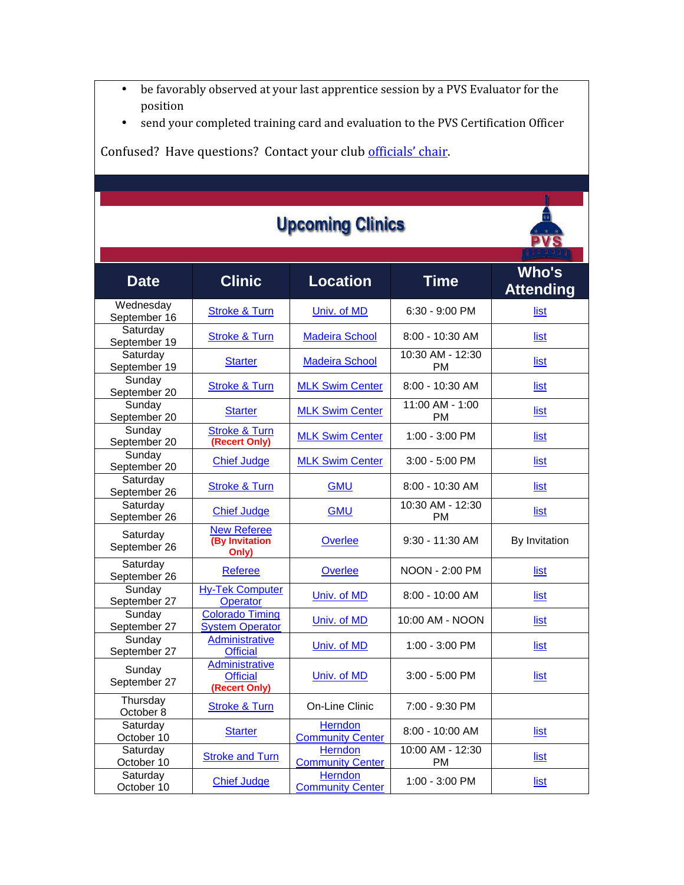- be favorably observed at your last apprentice session by a PVS Evaluator for the position
- send your completed training card and evaluation to the PVS Certification Officer

Confused? Have questions? Contact your club officials' chair.

## Upcoming Clinics

| Date | Clinic | Location | Time | Who's Attending |
|---|---|---|---|---|
| Wednesday September 16 | Stroke & Turn | Univ. of MD | 6:30 - 9:00 PM | list |
| Saturday September 19 | Stroke & Turn | Madeira School | 8:00 - 10:30 AM | list |
| Saturday September 19 | Starter | Madeira School | 10:30 AM - 12:30 PM | list |
| Sunday September 20 | Stroke & Turn | MLK Swim Center | 8:00 - 10:30 AM | list |
| Sunday September 20 | Starter | MLK Swim Center | 11:00 AM - 1:00 PM | list |
| Sunday September 20 | Stroke & Turn **(Recert Only)** | MLK Swim Center | 1:00 - 3:00 PM | list |
| Sunday September 20 | Chief Judge | MLK Swim Center | 3:00 - 5:00 PM | list |
| Saturday September 26 | Stroke & Turn | GMU | 8:00 - 10:30 AM | list |
| Saturday September 26 | Chief Judge | GMU | 10:30 AM - 12:30 PM | list |
| Saturday September 26 | New Referee **(By Invitation Only)** | Overlee | 9:30 - 11:30 AM | By Invitation |
| Saturday September 26 | Referee | Overlee | NOON - 2:00 PM | list |
| Sunday September 27 | Hy-Tek Computer Operator | Univ. of MD | 8:00 - 10:00 AM | list |
| Sunday September 27 | Colorado Timing System Operator | Univ. of MD | 10:00 AM - NOON | list |
| Sunday September 27 | Administrative Official | Univ. of MD | 1:00 - 3:00 PM | list |
| Sunday September 27 | Administrative Official **(Recert Only)** | Univ. of MD | 3:00 - 5:00 PM | list |
| Thursday October 8 | Stroke & Turn | On-Line Clinic | 7:00 - 9:30 PM | |
| Saturday October 10 | Starter | Herndon Community Center | 8:00 - 10:00 AM | list |
| Saturday October 10 | Stroke and Turn | Herndon Community Center | 10:00 AM - 12:30 PM | list |
| Saturday October 10 | Chief Judge | Herndon Community Center | 1:00 - 3:00 PM | list |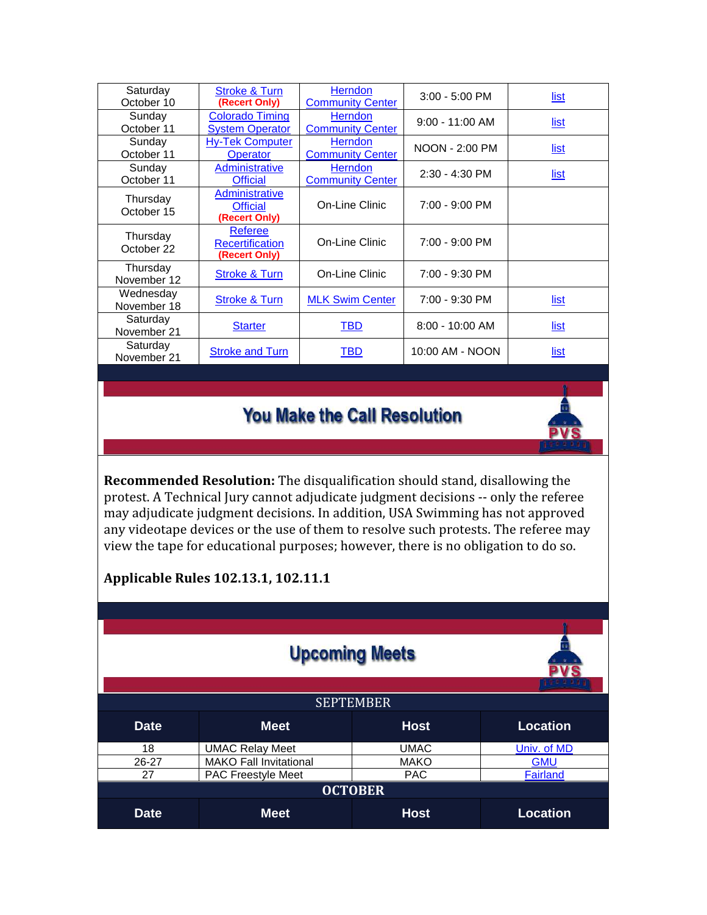| | | | | |
|---|---|---|---|---|
| Saturday October 10 | Stroke & Turn **(Recert Only)** | Herndon Community Center | 3:00 - 5:00 PM | list |
| Sunday October 11 | Colorado Timing System Operator | Herndon Community Center | 9:00 - 11:00 AM | list |
| Sunday October 11 | Hy-Tek Computer Operator | Herndon Community Center | NOON - 2:00 PM | list |
| Sunday October 11 | Administrative Official | Herndon Community Center | 2:30 - 4:30 PM | list |
| Thursday October 15 | Administrative Official **(Recert Only)** | On-Line Clinic | 7:00 - 9:00 PM | |
| Thursday October 22 | Referee Recertification **(Recert Only)** | On-Line Clinic | 7:00 - 9:00 PM | |
| Thursday November 12 | Stroke & Turn | On-Line Clinic | 7:00 - 9:30 PM | |
| Wednesday November 18 | Stroke & Turn | MLK Swim Center | 7:00 - 9:30 PM | list |
| Saturday November 21 | Starter | TBD | 8:00 - 10:00 AM | list |
| Saturday November 21 | Stroke and Turn | TBD | 10:00 AM - NOON | list |

## You Make the Call Resolution

**Recommended Resolution:** The disqualification should stand, disallowing the protest. A Technical Jury cannot adjudicate judgment decisions -- only the referee may adjudicate judgment decisions. In addition, USA Swimming has not approved any videotape devices or the use of them to resolve such protests. The referee may view the tape for educational purposes; however, there is no obligation to do so.

**Applicable Rules 102.13.1, 102.11.1**

## Upcoming Meets

**SEPTEMBER**

| Date | Meet | Host | Location |
|---|---|---|---|
| 18 | UMAC Relay Meet | UMAC | Univ. of MD |
| 26-27 | MAKO Fall Invitational | MAKO | GMU |
| 27 | PAC Freestyle Meet | PAC | Fairland |

**OCTOBER**

| Date | Meet | Host | Location |
|---|---|---|---|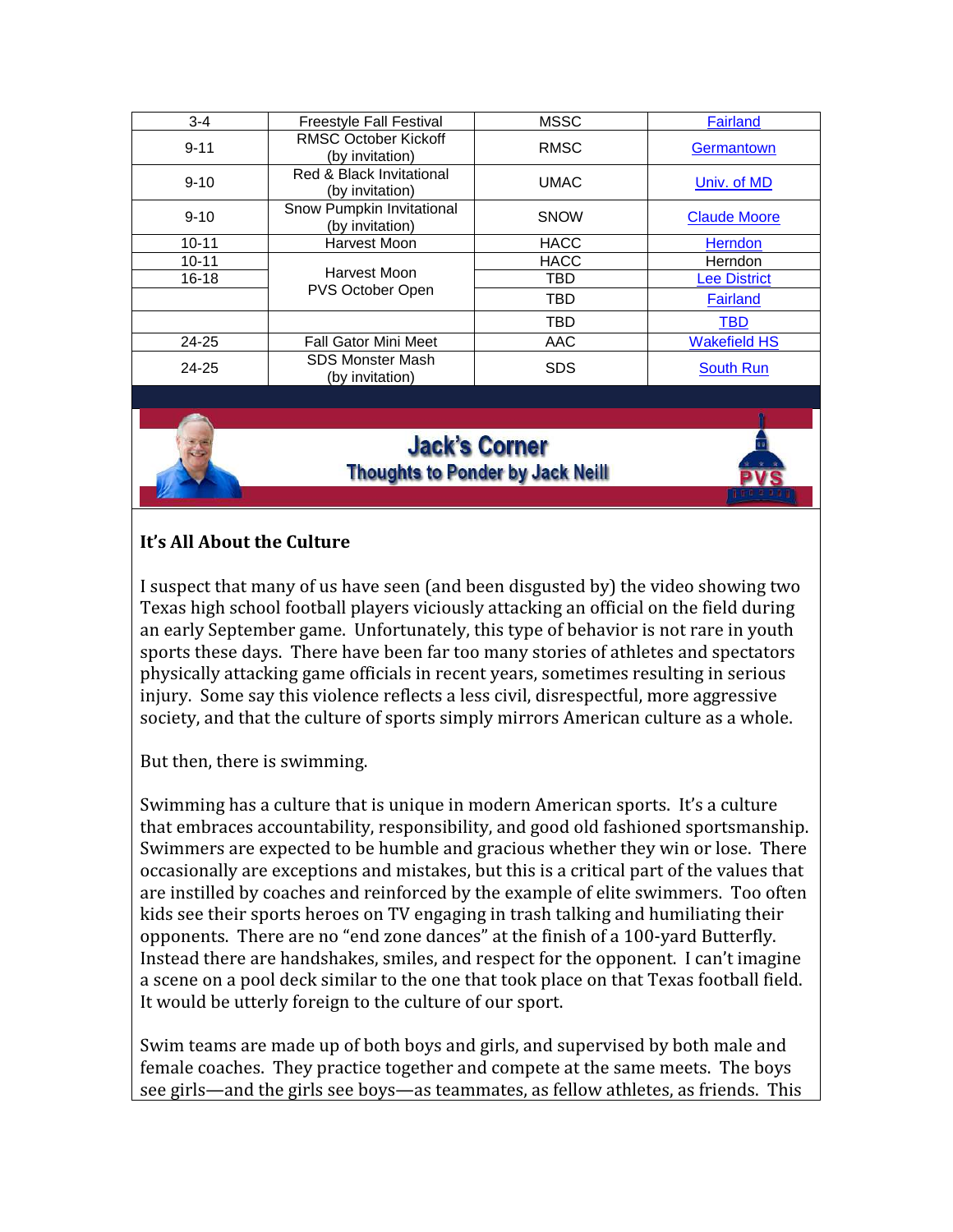| 3-4 | Freestyle Fall Festival | MSSC | Fairland |
|---|---|---|---|
| 9-11 | RMSC October Kickoff (by invitation) | RMSC | Germantown |
| 9-10 | Red & Black Invitational (by invitation) | UMAC | Univ. of MD |
| 9-10 | Snow Pumpkin Invitational (by invitation) | SNOW | Claude Moore |
| 10-11 | Harvest Moon | HACC | Herndon |
| 10-11 | Harvest Moon PVS October Open | HACC | Herndon |
| 16-18 | | TBD | Lee District |
| | | TBD | Fairland |
| | | TBD | TBD |
| 24-25 | Fall Gator Mini Meet | AAC | Wakefield HS |
| 24-25 | SDS Monster Mash (by invitation) | SDS | South Run |

## Jack's Corner

### Thoughts to Ponder by Jack Neill

**It's All About the Culture**

I suspect that many of us have seen (and been disgusted by) the video showing two Texas high school football players viciously attacking an official on the field during an early September game. Unfortunately, this type of behavior is not rare in youth sports these days. There have been far too many stories of athletes and spectators physically attacking game officials in recent years, sometimes resulting in serious injury. Some say this violence reflects a less civil, disrespectful, more aggressive society, and that the culture of sports simply mirrors American culture as a whole.

But then, there is swimming.

Swimming has a culture that is unique in modern American sports. It's a culture that embraces accountability, responsibility, and good old fashioned sportsmanship. Swimmers are expected to be humble and gracious whether they win or lose. There occasionally are exceptions and mistakes, but this is a critical part of the values that are instilled by coaches and reinforced by the example of elite swimmers. Too often kids see their sports heroes on TV engaging in trash talking and humiliating their opponents. There are no "end zone dances" at the finish of a 100-yard Butterfly. Instead there are handshakes, smiles, and respect for the opponent. I can't imagine a scene on a pool deck similar to the one that took place on that Texas football field. It would be utterly foreign to the culture of our sport.

Swim teams are made up of both boys and girls, and supervised by both male and female coaches. They practice together and compete at the same meets. The boys see girls—and the girls see boys—as teammates, as fellow athletes, as friends. This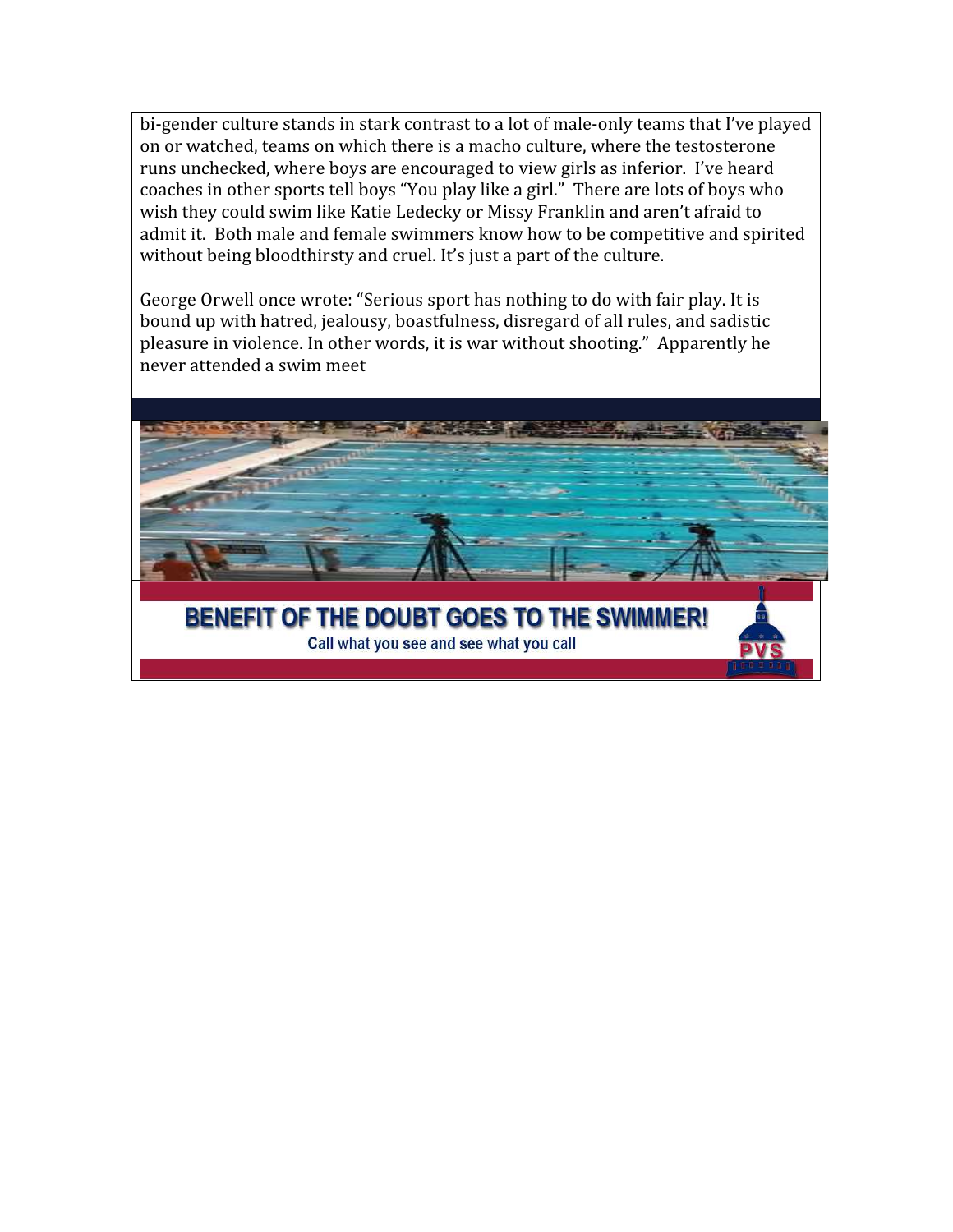bi-gender culture stands in stark contrast to a lot of male-only teams that I've played on or watched, teams on which there is a macho culture, where the testosterone runs unchecked, where boys are encouraged to view girls as inferior. I've heard coaches in other sports tell boys "You play like a girl." There are lots of boys who wish they could swim like Katie Ledecky or Missy Franklin and aren't afraid to admit it. Both male and female swimmers know how to be competitive and spirited without being bloodthirsty and cruel. It's just a part of the culture.

George Orwell once wrote: "Serious sport has nothing to do with fair play. It is bound up with hatred, jealousy, boastfulness, disregard of all rules, and sadistic pleasure in violence. In other words, it is war without shooting." Apparently he never attended a swim meet

**BENEFIT OF THE DOUBT GOES TO THE SWIMMER!**

Call what you see and see what you call

PVS